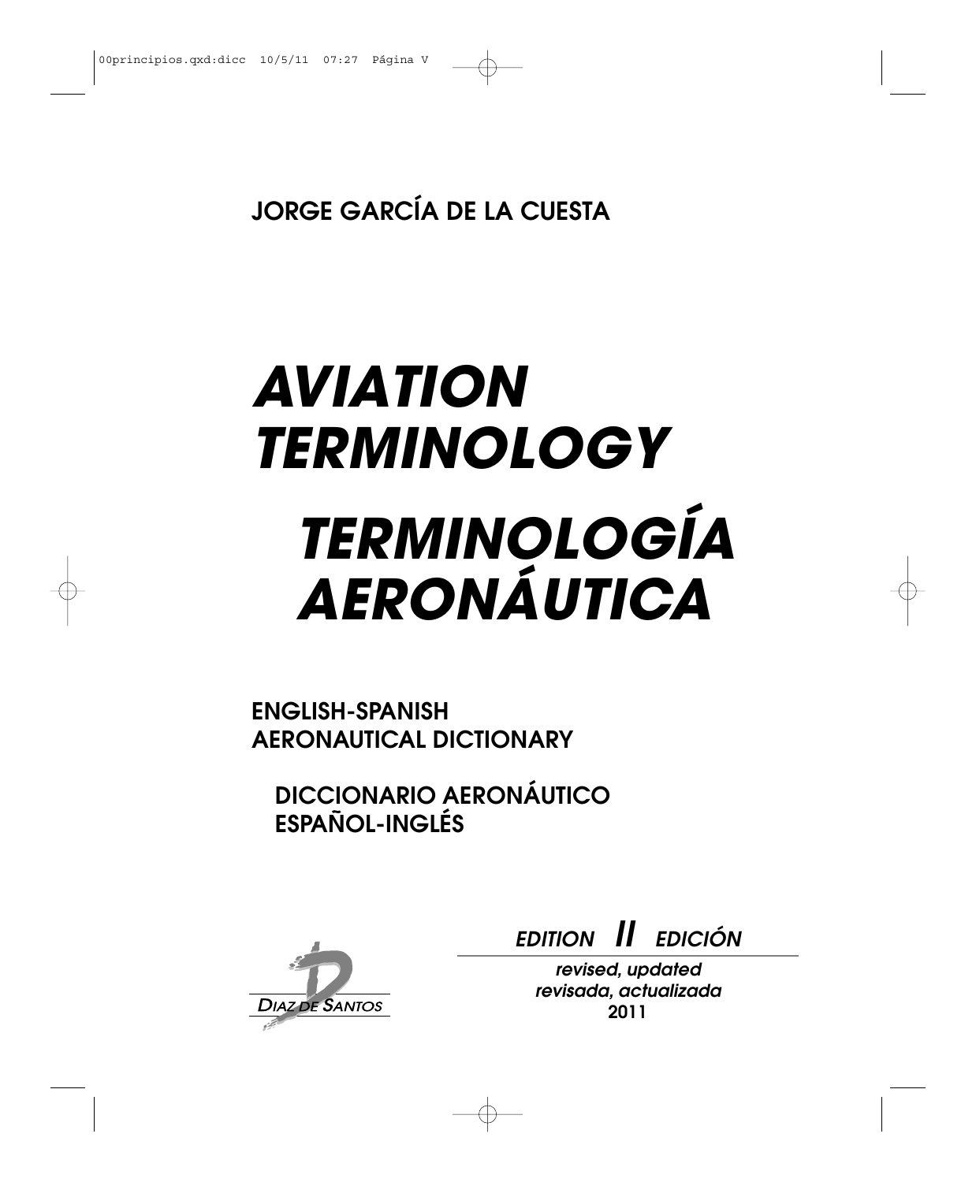JORGE GARCÍA DE LA CUESTA

# *AVIATION TERMINOLOGY*

# *TERMINOLOGÍA AERONÁUTICA*

ENGLISH-SPANISH
AERONAUTICAL DICTIONARY

DICCIONARIO AERONÁUTICO
ESPAÑOL-INGLÉS

DIAZ DE SANTOS

*EDITION* ***II*** *EDICIÓN*

***revised, updated***
***revisada, actualizada***
**2011**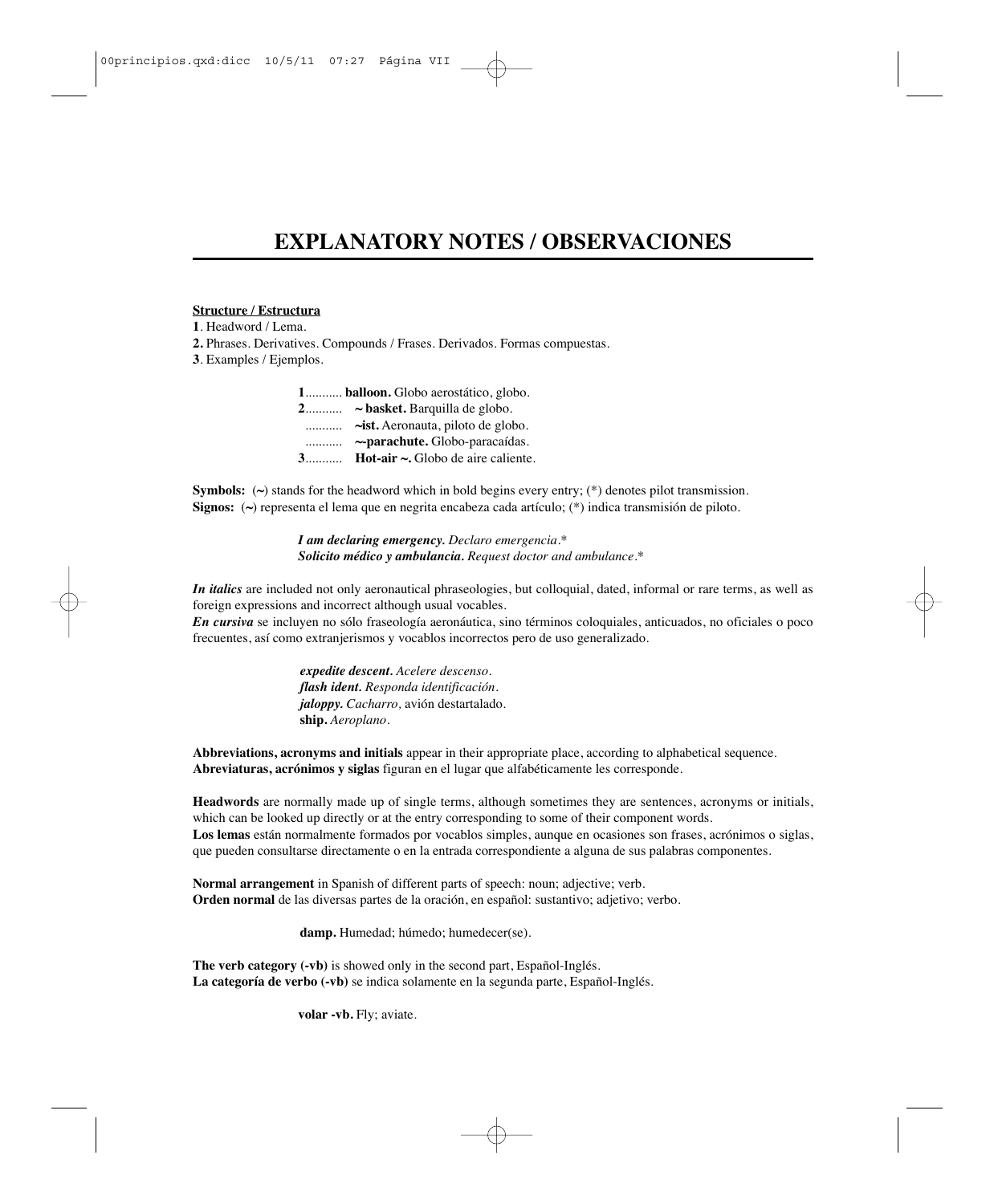# EXPLANATORY NOTES / OBSERVACIONES

**Structure / Estructura**

**1**. Headword / Lema.
**2.** Phrases. Derivatives. Compounds / Frases. Derivados. Formas compuestas.
**3**. Examples / Ejemplos.

**1**........... **balloon.** Globo aerostático, globo.
**2**........... **~ basket.** Barquilla de globo.
........... **~ist.** Aeronauta, piloto de globo.
........... **~-parachute.** Globo-paracaídas.
**3**........... **Hot-air ~.** Globo de aire caliente.

**Symbols:** (**~**) stands for the headword which in bold begins every entry; (*) denotes pilot transmission.
**Signos:** (**~**) representa el lema que en negrita encabeza cada artículo; (*) indica transmisión de piloto.

***I am declaring emergency.*** *Declaro emergencia.**
***Solicito médico y ambulancia.*** *Request doctor and ambulance.**

***In italics*** are included not only aeronautical phraseologies, but colloquial, dated, informal or rare terms, as well as foreign expressions and incorrect although usual vocables.
***En cursiva*** se incluyen no sólo fraseología aeronáutica, sino términos coloquiales, anticuados, no oficiales o poco frecuentes, así como extranjerismos y vocablos incorrectos pero de uso generalizado.

***expedite descent.*** *Acelere descenso.*
***flash ident.*** *Responda identificación.*
***jaloppy.*** *Cacharro,* avión destartalado.
**ship.** *Aeroplano.*

**Abbreviations, acronyms and initials** appear in their appropriate place, according to alphabetical sequence.
**Abreviaturas, acrónimos y siglas** figuran en el lugar que alfabéticamente les corresponde.

**Headwords** are normally made up of single terms, although sometimes they are sentences, acronyms or initials, which can be looked up directly or at the entry corresponding to some of their component words.
**Los lemas** están normalmente formados por vocablos simples, aunque en ocasiones son frases, acrónimos o siglas, que pueden consultarse directamente o en la entrada correspondiente a alguna de sus palabras componentes.

**Normal arrangement** in Spanish of different parts of speech: noun; adjective; verb.
**Orden normal** de las diversas partes de la oración, en español: sustantivo; adjetivo; verbo.

**damp.** Humedad; húmedo; humedecer(se).

**The verb category (-vb)** is showed only in the second part, Español-Inglés.
**La categoría de verbo (-vb)** se indica solamente en la segunda parte, Español-Inglés.

**volar -vb.** Fly; aviate.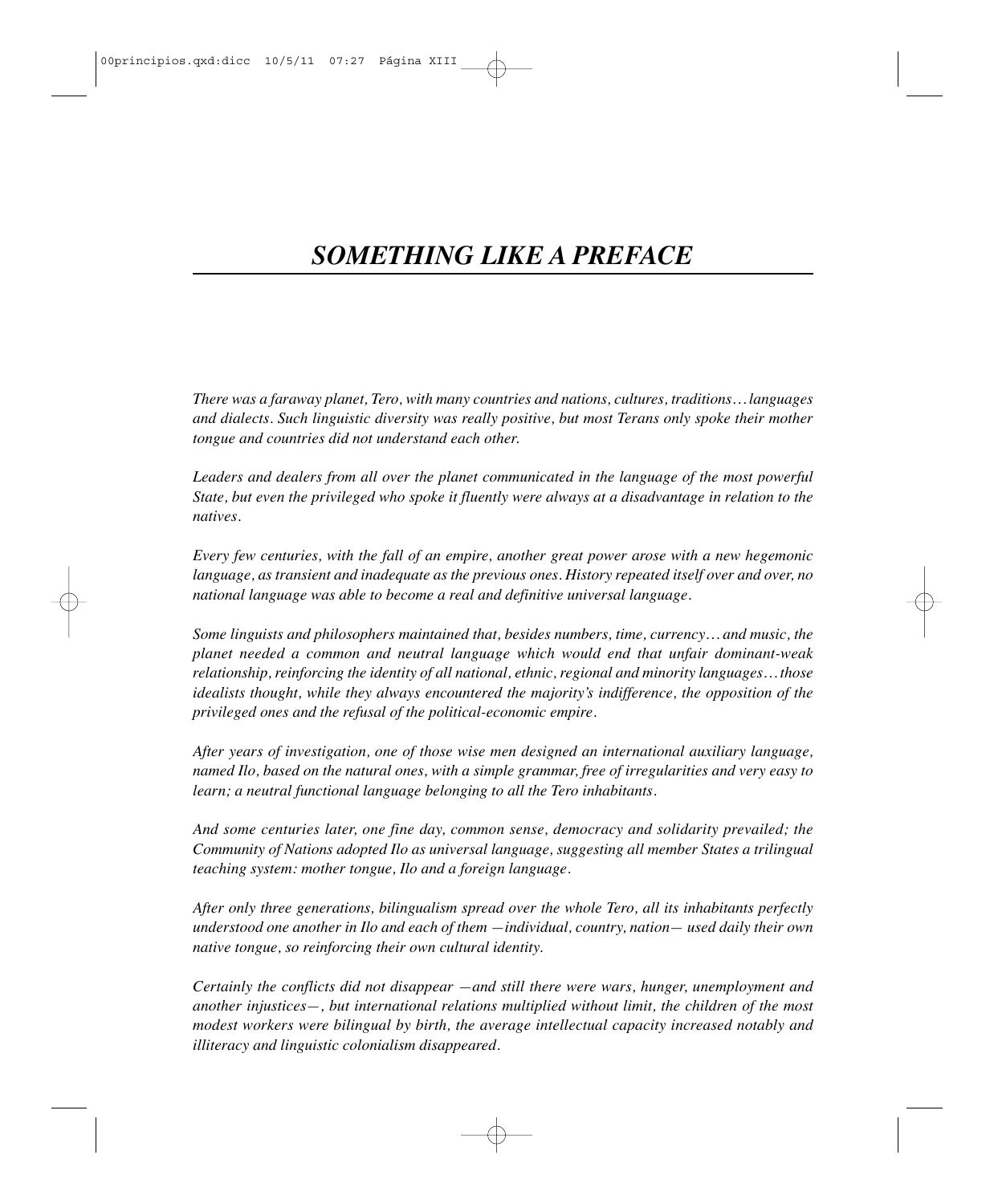# *SOMETHING LIKE A PREFACE*

*There was a faraway planet, Tero, with many countries and nations, cultures, traditions… languages and dialects. Such linguistic diversity was really positive, but most Terans only spoke their mother tongue and countries did not understand each other.*

*Leaders and dealers from all over the planet communicated in the language of the most powerful State, but even the privileged who spoke it fluently were always at a disadvantage in relation to the natives.*

*Every few centuries, with the fall of an empire, another great power arose with a new hegemonic language, as transient and inadequate as the previous ones. History repeated itself over and over, no national language was able to become a real and definitive universal language.*

*Some linguists and philosophers maintained that, besides numbers, time, currency… and music, the planet needed a common and neutral language which would end that unfair dominant-weak relationship, reinforcing the identity of all national, ethnic, regional and minority languages… those idealists thought, while they always encountered the majority's indifference, the opposition of the privileged ones and the refusal of the political-economic empire.*

*After years of investigation, one of those wise men designed an international auxiliary language, named Ilo, based on the natural ones, with a simple grammar, free of irregularities and very easy to learn; a neutral functional language belonging to all the Tero inhabitants.*

*And some centuries later, one fine day, common sense, democracy and solidarity prevailed; the Community of Nations adopted Ilo as universal language, suggesting all member States a trilingual teaching system: mother tongue, Ilo and a foreign language.*

*After only three generations, bilingualism spread over the whole Tero, all its inhabitants perfectly understood one another in Ilo and each of them —individual, country, nation— used daily their own native tongue, so reinforcing their own cultural identity.*

*Certainly the conflicts did not disappear —and still there were wars, hunger, unemployment and another injustices—, but international relations multiplied without limit, the children of the most modest workers were bilingual by birth, the average intellectual capacity increased notably and illiteracy and linguistic colonialism disappeared.*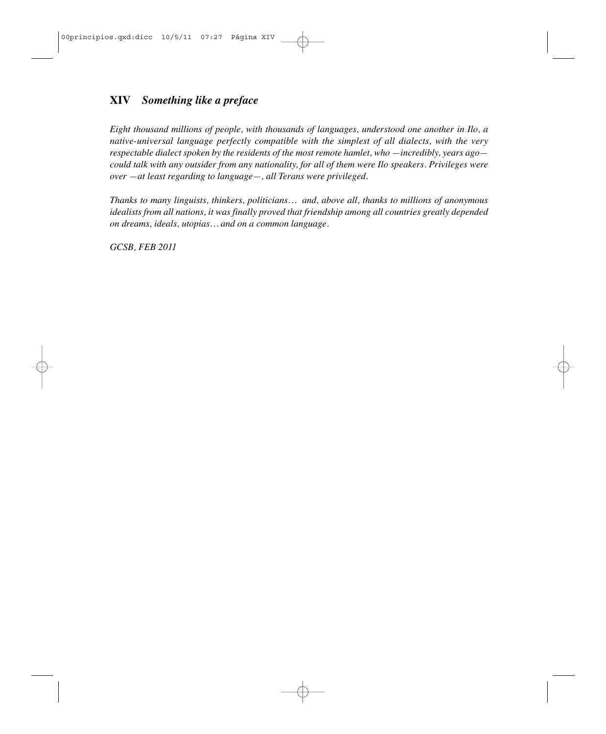## XIV *Something like a preface*

*Eight thousand millions of people, with thousands of languages, understood one another in Ilo, a native-universal language perfectly compatible with the simplest of all dialects, with the very respectable dialect spoken by the residents of the most remote hamlet, who —incredibly, years ago— could talk with any outsider from any nationality, for all of them were Ilo speakers. Privileges were over —at least regarding to language—, all Terans were privileged.*

*Thanks to many linguists, thinkers, politicians… and, above all, thanks to millions of anonymous idealists from all nations, it was finally proved that friendship among all countries greatly depended on dreams, ideals, utopias… and on a common language.*

*GCSB, FEB 2011*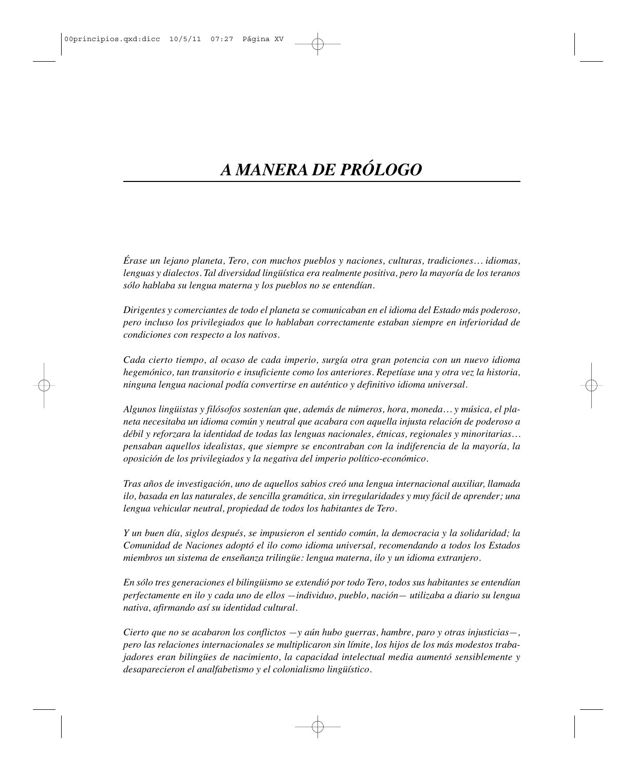# *A MANERA DE PRÓLOGO*

*Érase un lejano planeta, Tero, con muchos pueblos y naciones, culturas, tradiciones… idiomas, lenguas y dialectos. Tal diversidad lingüística era realmente positiva, pero la mayoría de los teranos sólo hablaba su lengua materna y los pueblos no se entendían.*

*Dirigentes y comerciantes de todo el planeta se comunicaban en el idioma del Estado más poderoso, pero incluso los privilegiados que lo hablaban correctamente estaban siempre en inferioridad de condiciones con respecto a los nativos.*

*Cada cierto tiempo, al ocaso de cada imperio, surgía otra gran potencia con un nuevo idioma hegemónico, tan transitorio e insuficiente como los anteriores. Repetíase una y otra vez la historia, ninguna lengua nacional podía convertirse en auténtico y definitivo idioma universal.*

*Algunos lingüistas y filósofos sostenían que, además de números, hora, moneda… y música, el planeta necesitaba un idioma común y neutral que acabara con aquella injusta relación de poderoso a débil y reforzara la identidad de todas las lenguas nacionales, étnicas, regionales y minoritarias… pensaban aquellos idealistas, que siempre se encontraban con la indiferencia de la mayoría, la oposición de los privilegiados y la negativa del imperio político-económico.*

*Tras años de investigación, uno de aquellos sabios creó una lengua internacional auxiliar, llamada ilo, basada en las naturales, de sencilla gramática, sin irregularidades y muy fácil de aprender; una lengua vehicular neutral, propiedad de todos los habitantes de Tero.*

*Y un buen día, siglos después, se impusieron el sentido común, la democracia y la solidaridad; la Comunidad de Naciones adoptó el ilo como idioma universal, recomendando a todos los Estados miembros un sistema de enseñanza trilingüe: lengua materna, ilo y un idioma extranjero.*

*En sólo tres generaciones el bilingüismo se extendió por todo Tero, todos sus habitantes se entendían perfectamente en ilo y cada uno de ellos —individuo, pueblo, nación— utilizaba a diario su lengua nativa, afirmando así su identidad cultural.*

*Cierto que no se acabaron los conflictos —y aún hubo guerras, hambre, paro y otras injusticias—, pero las relaciones internacionales se multiplicaron sin límite, los hijos de los más modestos trabajadores eran bilingües de nacimiento, la capacidad intelectual media aumentó sensiblemente y desaparecieron el analfabetismo y el colonialismo lingüístico.*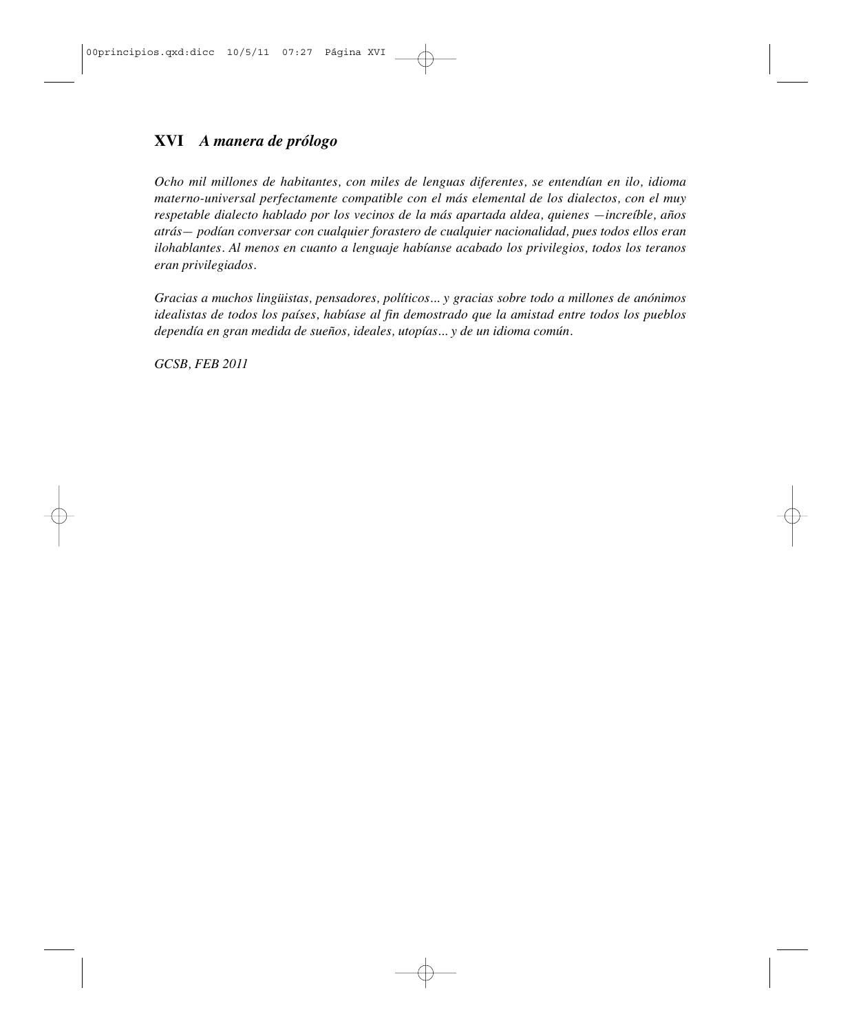## XVI *A manera de prólogo*

*Ocho mil millones de habitantes, con miles de lenguas diferentes, se entendían en ilo, idioma materno-universal perfectamente compatible con el más elemental de los dialectos, con el muy respetable dialecto hablado por los vecinos de la más apartada aldea, quienes —increíble, años atrás— podían conversar con cualquier forastero de cualquier nacionalidad, pues todos ellos eran ilohablantes. Al menos en cuanto a lenguaje habíanse acabado los privilegios, todos los teranos eran privilegiados.*

*Gracias a muchos lingüistas, pensadores, políticos... y gracias sobre todo a millones de anónimos idealistas de todos los países, habíase al fin demostrado que la amistad entre todos los pueblos dependía en gran medida de sueños, ideales, utopías... y de un idioma común.*

*GCSB, FEB 2011*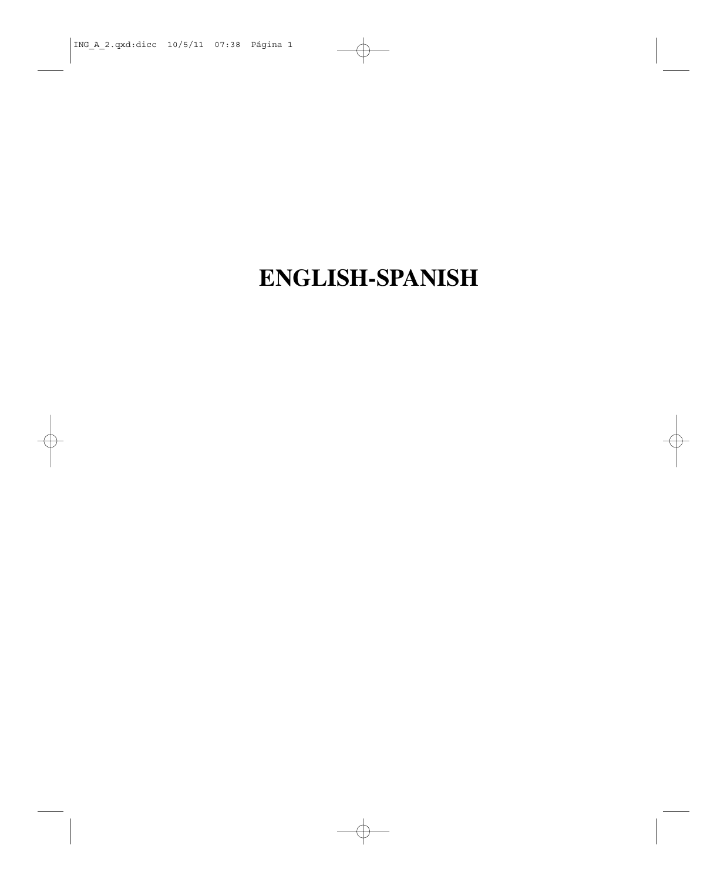# ENGLISH-SPANISH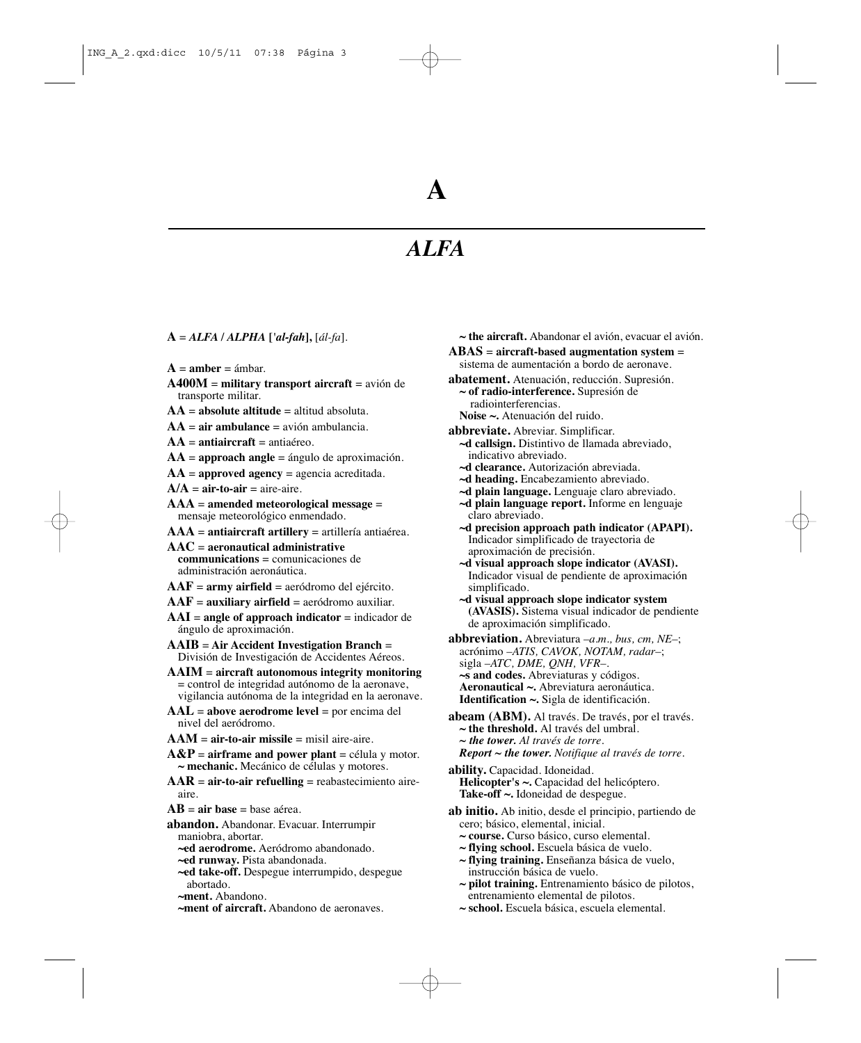# A

## *ALFA*

**A** = ***ALFA / ALPHA* ['*al-fah*],** [*ál-fa*].

**A** = **amber** = ámbar.

**A400M** = **military transport aircraft** = avión de transporte militar.

**AA** = **absolute altitude** = altitud absoluta.

**AA** = **air ambulance** = avión ambulancia.

**AA** = **antiaircraft** = antiaéreo.

**AA** = **approach angle** = ángulo de aproximación.

**AA** = **approved agency** = agencia acreditada.

**A/A** = **air-to-air** = aire-aire.

**AAA** = **amended meteorological message** = mensaje meteorológico enmendado.

**AAA** = **antiaircraft artillery** = artillería antiaérea.

**AAC** = **aeronautical administrative communications** = comunicaciones de administración aeronáutica.

**AAF** = **army airfield** = aeródromo del ejército.

**AAF** = **auxiliary airfield** = aeródromo auxiliar.

**AAI** = **angle of approach indicator** = indicador de ángulo de aproximación.

**AAIB** = **Air Accident Investigation Branch** = División de Investigación de Accidentes Aéreos.

**AAIM** = **aircraft autonomous integrity monitoring** = control de integridad autónomo de la aeronave, vigilancia autónoma de la integridad en la aeronave.

**AAL** = **above aerodrome level** = por encima del nivel del aeródromo.

**AAM** = **air-to-air missile** = misil aire-aire.

**A&P** = **airframe and power plant** = célula y motor.
**~ mechanic.** Mecánico de células y motores.

**AAR** = **air-to-air refuelling** = reabastecimiento aire-aire.

**AB** = **air base** = base aérea.

**abandon.** Abandonar. Evacuar. Interrumpir maniobra, abortar.
**~ed aerodrome.** Aeródromo abandonado.
**~ed runway.** Pista abandonada.
**~ed take-off.** Despegue interrumpido, despegue abortado.
**~ment.** Abandono.
**~ment of aircraft.** Abandono de aeronaves.
**~ the aircraft.** Abandonar el avión, evacuar el avión.

**ABAS** = **aircraft-based augmentation system** = sistema de aumentación a bordo de aeronave.

**abatement.** Atenuación, reducción. Supresión.
**~ of radio-interference.** Supresión de radiointerferencias.
**Noise ~.** Atenuación del ruido.

**abbreviate.** Abreviar. Simplificar.
**~d callsign.** Distintivo de llamada abreviado, indicativo abreviado.
**~d clearance.** Autorización abreviada.
**~d heading.** Encabezamiento abreviado.
**~d plain language.** Lenguaje claro abreviado.
**~d plain language report.** Informe en lenguaje claro abreviado.
**~d precision approach path indicator (APAPI).** Indicador simplificado de trayectoria de aproximación de precisión.
**~d visual approach slope indicator (AVASI).** Indicador visual de pendiente de aproximación simplificado.
**~d visual approach slope indicator system (AVASIS).** Sistema visual indicador de pendiente de aproximación simplificado.

**abbreviation.** Abreviatura –*a.m., bus, cm, NE*–; acrónimo –*ATIS, CAVOK, NOTAM, radar*–; sigla –*ATC, DME, QNH, VFR*–.
**~s and codes.** Abreviaturas y códigos.
**Aeronautical ~.** Abreviatura aeronáutica.
**Identification ~.** Sigla de identificación.

**abeam (ABM).** Al través. De través, por el través.
**~ the threshold.** Al través del umbral.
***~ the tower.*** *Al través de torre.*
***Report ~ the tower.*** *Notifique al través de torre.*

**ability.** Capacidad. Idoneidad.
**Helicopter's ~.** Capacidad del helicóptero.
**Take-off ~.** Idoneidad de despegue.

**ab initio.** Ab initio, desde el principio, partiendo de cero; básico, elemental, inicial.
**~ course.** Curso básico, curso elemental.
**~ flying school.** Escuela básica de vuelo.
**~ flying training.** Enseñanza básica de vuelo, instrucción básica de vuelo.
**~ pilot training.** Entrenamiento básico de pilotos, entrenamiento elemental de pilotos.
**~ school.** Escuela básica, escuela elemental.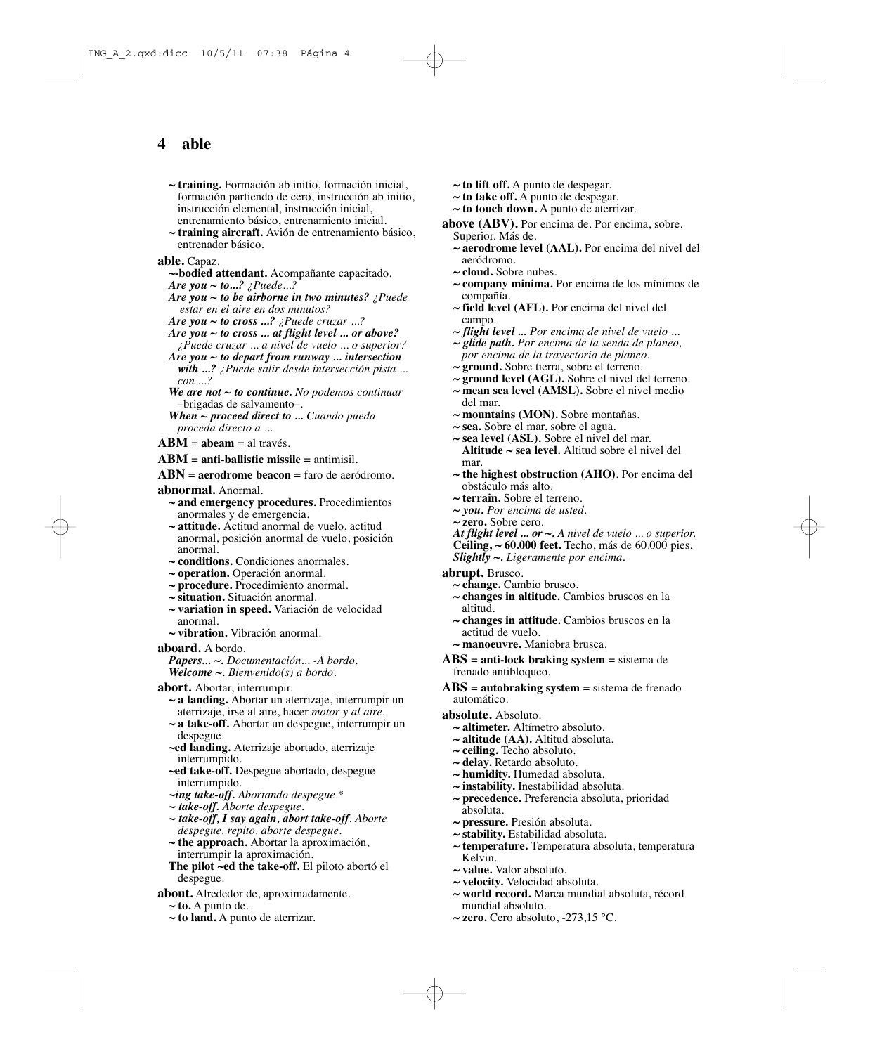- **~ training.** Formación ab initio, formación inicial, formación partiendo de cero, instrucción ab initio, instrucción elemental, instrucción inicial, entrenamiento básico, entrenamiento inicial.
- **~ training aircraft.** Avión de entrenamiento básico, entrenador básico.

**able.** Capaz.
- **~-bodied attendant.** Acompañante capacitado.
- ***Are you ~ to...?*** *¿Puede...?*
- ***Are you ~ to be airborne in two minutes?*** *¿Puede estar en el aire en dos minutos?*
- ***Are you ~ to cross ...?*** *¿Puede cruzar ...?*
- ***Are you ~ to cross ... at flight level ... or above?*** *¿Puede cruzar ... a nivel de vuelo ... o superior?*
- ***Are you ~ to depart from runway ... intersection with ...?*** *¿Puede salir desde intersección pista ... con ...?*
- ***We are not ~ to continue.*** *No podemos continuar* –brigadas de salvamento–.
- ***When ~ proceed direct to ...*** *Cuando pueda proceda directo a ...*

**ABM** = **abeam** = al través.

**ABM** = **anti-ballistic missile** = antimisil.

**ABN** = **aerodrome beacon** = faro de aeródromo.

**abnormal.** Anormal.
- **~ and emergency procedures.** Procedimientos anormales y de emergencia.
- **~ attitude.** Actitud anormal de vuelo, actitud anormal, posición anormal de vuelo, posición anormal.
- **~ conditions.** Condiciones anormales.
- **~ operation.** Operación anormal.
- **~ procedure.** Procedimiento anormal.
- **~ situation.** Situación anormal.
- **~ variation in speed.** Variación de velocidad anormal.
- **~ vibration.** Vibración anormal.

**aboard.** A bordo.
- ***Papers... ~.*** *Documentación... -A bordo.*
- ***Welcome ~.*** *Bienvenido(s) a bordo.*

**abort.** Abortar, interrumpir.
- **~ a landing.** Abortar un aterrizaje, interrumpir un aterrizaje, irse al aire, hacer *motor y al aire*.
- **~ a take-off.** Abortar un despegue, interrumpir un despegue.
- **~ed landing.** Aterrizaje abortado, aterrizaje interrumpido.
- **~ed take-off.** Despegue abortado, despegue interrumpido.
- ***~ing take-off.*** *Abortando despegue.**
- ***~ take-off.*** *Aborte despegue.*
- ***~ take-off, I say again, abort take-off.*** *Aborte despegue, repito, aborte despegue.*
- **~ the approach.** Abortar la aproximación, interrumpir la aproximación.
- **The pilot ~ed the take-off.** El piloto abortó el despegue.

**about.** Alrededor de, aproximadamente.
- **~ to.** A punto de.
- **~ to land.** A punto de aterrizar.
- **~ to lift off.** A punto de despegar.
- **~ to take off.** A punto de despegar.
- **~ to touch down.** A punto de aterrizar.

**above (ABV).** Por encima de. Por encima, sobre. Superior. Más de.
- **~ aerodrome level (AAL).** Por encima del nivel del aeródromo.
- **~ cloud.** Sobre nubes.
- **~ company minima.** Por encima de los mínimos de compañía.
- **~ field level (AFL).** Por encima del nivel del campo.
- ***~ flight level ...*** *Por encima de nivel de vuelo ...*
- ***~ glide path.*** *Por encima de la senda de planeo, por encima de la trayectoria de planeo.*
- **~ ground.** Sobre tierra, sobre el terreno.
- **~ ground level (AGL).** Sobre el nivel del terreno.
- **~ mean sea level (AMSL).** Sobre el nivel medio del mar.
- **~ mountains (MON).** Sobre montañas.
- **~ sea.** Sobre el mar, sobre el agua.
- **~ sea level (ASL).** Sobre el nivel del mar.
  **Altitude ~ sea level.** Altitud sobre el nivel del mar.
- **~ the highest obstruction (AHO)**. Por encima del obstáculo más alto.
- **~ terrain.** Sobre el terreno.
- ***~ you.*** *Por encima de usted.*
- **~ zero.** Sobre cero.
- ***At flight level ... or ~.*** *A nivel de vuelo ... o superior.*
- **Ceiling, ~ 60.000 feet.** Techo, más de 60.000 pies.
- ***Slightly ~.*** *Ligeramente por encima.*

**abrupt.** Brusco.
- **~ change.** Cambio brusco.
- **~ changes in altitude.** Cambios bruscos en la altitud.
- **~ changes in attitude.** Cambios bruscos en la actitud de vuelo.
- **~ manoeuvre.** Maniobra brusca.

**ABS** = **anti-lock braking system** = sistema de frenado antibloqueo.

**ABS** = **autobraking system** = sistema de frenado automático.

**absolute.** Absoluto.
- **~ altimeter.** Altímetro absoluto.
- **~ altitude (AA).** Altitud absoluta.
- **~ ceiling.** Techo absoluto.
- **~ delay.** Retardo absoluto.
- **~ humidity.** Humedad absoluta.
- **~ instability.** Inestabilidad absoluta.
- **~ precedence.** Preferencia absoluta, prioridad absoluta.
- **~ pressure.** Presión absoluta.
- **~ stability.** Estabilidad absoluta.
- **~ temperature.** Temperatura absoluta, temperatura Kelvin.
- **~ value.** Valor absoluto.
- **~ velocity.** Velocidad absoluta.
- **~ world record.** Marca mundial absoluta, récord mundial absoluto.
- **~ zero.** Cero absoluto, -273,15 °C.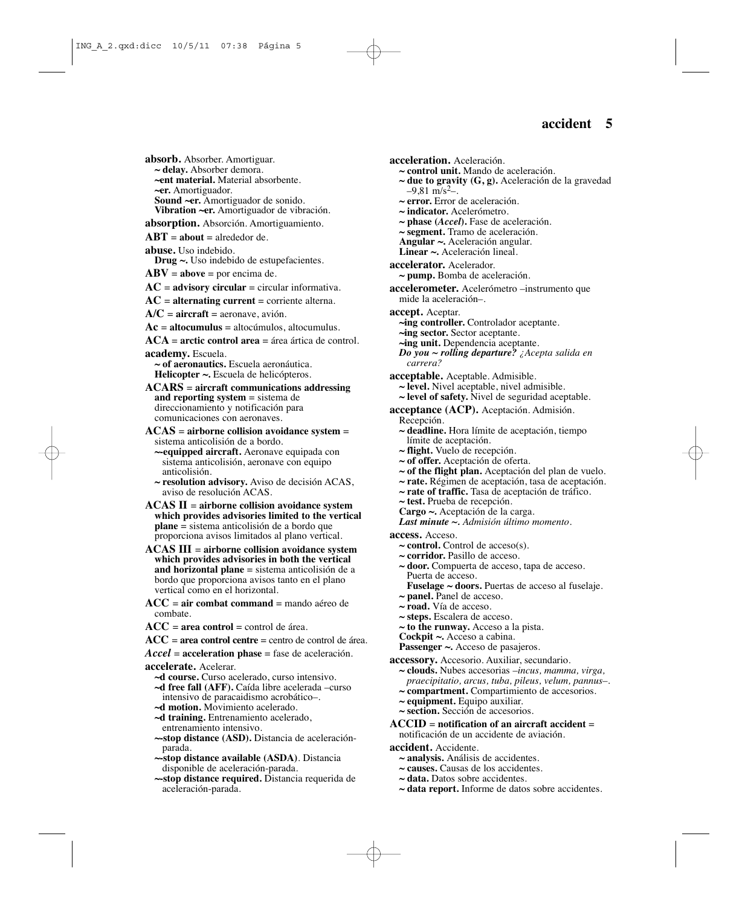**absorb.** Absorber. Amortiguar.
**~ delay.** Absorber demora.
**~ent material.** Material absorbente.
**~er.** Amortiguador.
**Sound ~er.** Amortiguador de sonido.
**Vibration ~er.** Amortiguador de vibración.

**absorption.** Absorción. Amortiguamiento.

**ABT** = **about** = alrededor de.

**abuse.** Uso indebido.
**Drug ~.** Uso indebido de estupefacientes.

**ABV** = **above** = por encima de.

**AC** = **advisory circular** = circular informativa.

**AC** = **alternating current** = corriente alterna.

**A/C** = **aircraft** = aeronave, avión.

**Ac** = **altocumulus** = altocúmulos, altocumulus.

**ACA** = **arctic control area** = área ártica de control.

**academy.** Escuela.
**~ of aeronautics.** Escuela aeronáutica.
**Helicopter ~.** Escuela de helicópteros.

**ACARS** = **aircraft communications addressing and reporting system** = sistema de direccionamiento y notificación para comunicaciones con aeronaves.

**ACAS** = **airborne collision avoidance system** = sistema anticolisión de a bordo.
**~-equipped aircraft.** Aeronave equipada con sistema anticolisión, aeronave con equipo anticolisión.
**~ resolution advisory.** Aviso de decisión ACAS, aviso de resolución ACAS.

**ACAS II** = **airborne collision avoidance system which provides advisories limited to the vertical plane** = sistema anticolisión de a bordo que proporciona avisos limitados al plano vertical.

**ACAS III** = **airborne collision avoidance system which provides advisories in both the vertical and horizontal plane** = sistema anticolisión de a bordo que proporciona avisos tanto en el plano vertical como en el horizontal.

**ACC** = **air combat command** = mando aéreo de combate.

**ACC** = **area control** = control de área.

**ACC** = **area control centre** = centro de control de área.

***Accel*** = **acceleration phase** = fase de aceleración.

**accelerate.** Acelerar.
**~d course.** Curso acelerado, curso intensivo.
**~d free fall (AFF).** Caída libre acelerada –curso intensivo de paracaidismo acrobático–.
**~d motion.** Movimiento acelerado.
**~d training.** Entrenamiento acelerado, entrenamiento intensivo.
**~-stop distance (ASD).** Distancia de aceleración-parada.
**~-stop distance available (ASDA)**. Distancia disponible de aceleración-parada.
**~-stop distance required.** Distancia requerida de aceleración-parada.

**acceleration.** Aceleración.
**~ control unit.** Mando de aceleración.
**~ due to gravity (G, g).** Aceleración de la gravedad –9,81 m/s$^2$–.
**~ error.** Error de aceleración.
**~ indicator.** Acelerómetro.
**~ phase (*Accel*).** Fase de aceleración.
**~ segment.** Tramo de aceleración.
**Angular ~.** Aceleración angular.
**Linear ~.** Aceleración lineal.

**accelerator.** Acelerador.
**~ pump.** Bomba de aceleración.

**accelerometer.** Acelerómetro –instrumento que mide la aceleración–.

**accept.** Aceptar.
**~ing controller.** Controlador aceptante.
**~ing sector.** Sector aceptante.
**~ing unit.** Dependencia aceptante.
***Do you ~ rolling departure?*** *¿Acepta salida en carrera?*

**acceptable.** Aceptable. Admisible.
**~ level.** Nivel aceptable, nivel admisible.
**~ level of safety.** Nivel de seguridad aceptable.

**acceptance (ACP).** Aceptación. Admisión. Recepción.
**~ deadline.** Hora límite de aceptación, tiempo límite de aceptación.
**~ flight.** Vuelo de recepción.
**~ of offer.** Aceptación de oferta.
**~ of the flight plan.** Aceptación del plan de vuelo.
**~ rate.** Régimen de aceptación, tasa de aceptación.
**~ rate of traffic.** Tasa de aceptación de tráfico.
**~ test.** Prueba de recepción.
**Cargo ~.** Aceptación de la carga.
***Last minute ~.*** *Admisión último momento.*

**access.** Acceso.
**~ control.** Control de acceso(s).
**~ corridor.** Pasillo de acceso.
**~ door.** Compuerta de acceso, tapa de acceso. Puerta de acceso.
**Fuselage ~ doors.** Puertas de acceso al fuselaje.
**~ panel.** Panel de acceso.
**~ road.** Vía de acceso.
**~ steps.** Escalera de acceso.
**~ to the runway.** Acceso a la pista.
**Cockpit ~.** Acceso a cabina.
**Passenger ~.** Acceso de pasajeros.

**accessory.** Accesorio. Auxiliar, secundario.
**~ clouds.** Nubes accesorias –*incus, mamma, virga, praecipitatio, arcus, tuba, pileus, velum, pannus*–.
**~ compartment.** Compartimiento de accesorios.
**~ equipment.** Equipo auxiliar.
**~ section.** Sección de accesorios.

**ACCID** = **notification of an aircraft accident** = notificación de un accidente de aviación.

**accident.** Accidente.
**~ analysis.** Análisis de accidentes.
**~ causes.** Causas de los accidentes.
**~ data.** Datos sobre accidentes.
**~ data report.** Informe de datos sobre accidentes.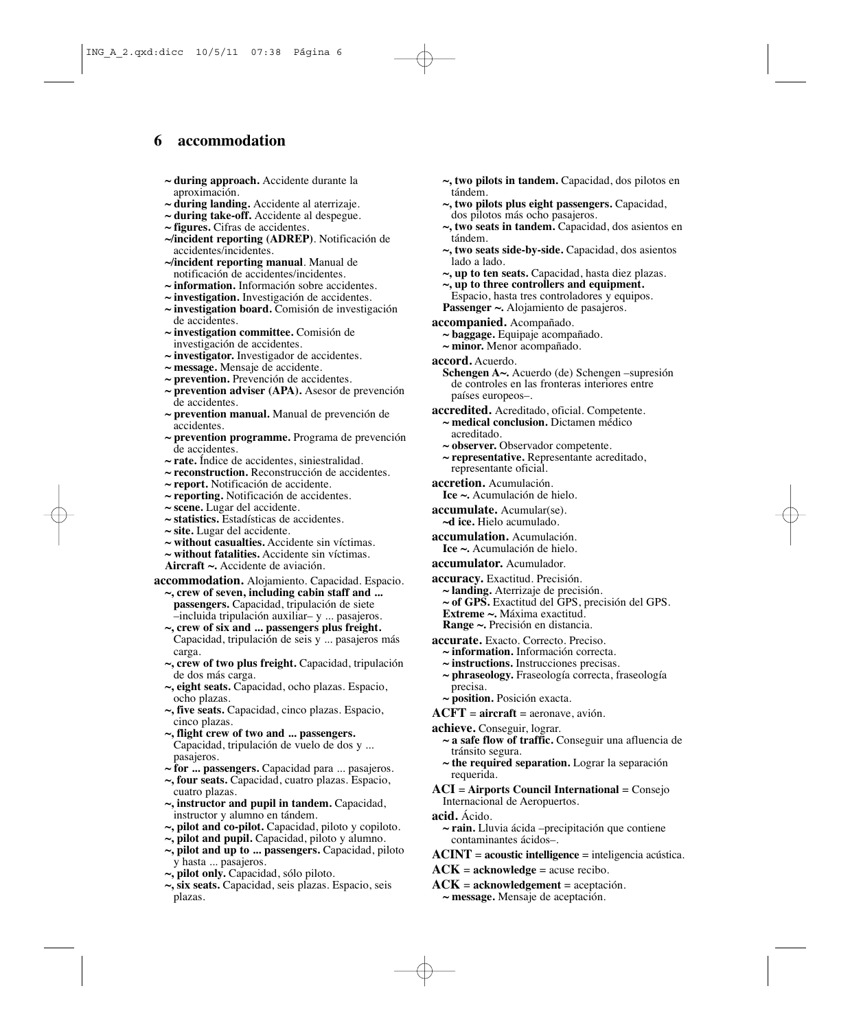~ **during approach.** Accidente durante la aproximación.
~ **during landing.** Accidente al aterrizaje.
~ **during take-off.** Accidente al despegue.
~ **figures.** Cifras de accidentes.
~**/incident reporting (ADREP)**. Notificación de accidentes/incidentes.
~**/incident reporting manual**. Manual de notificación de accidentes/incidentes.
~ **information.** Información sobre accidentes.
~ **investigation.** Investigación de accidentes.
~ **investigation board.** Comisión de investigación de accidentes.
~ **investigation committee.** Comisión de investigación de accidentes.
~ **investigator.** Investigador de accidentes.
~ **message.** Mensaje de accidente.
~ **prevention.** Prevención de accidentes.
~ **prevention adviser (APA).** Asesor de prevención de accidentes.
~ **prevention manual.** Manual de prevención de accidentes.
~ **prevention programme.** Programa de prevención de accidentes.
~ **rate.** Índice de accidentes, siniestralidad.
~ **reconstruction.** Reconstrucción de accidentes.
~ **report.** Notificación de accidente.
~ **reporting.** Notificación de accidentes.
~ **scene.** Lugar del accidente.
~ **statistics.** Estadísticas de accidentes.
~ **site.** Lugar del accidente.
~ **without casualties.** Accidente sin víctimas.
~ **without fatalities.** Accidente sin víctimas.
**Aircraft ~.** Accidente de aviación.

**accommodation.** Alojamiento. Capacidad. Espacio.
~**, crew of seven, including cabin staff and ... passengers.** Capacidad, tripulación de siete –incluida tripulación auxiliar– y ... pasajeros.
~**, crew of six and ... passengers plus freight.** Capacidad, tripulación de seis y ... pasajeros más carga.
~**, crew of two plus freight.** Capacidad, tripulación de dos más carga.
~**, eight seats.** Capacidad, ocho plazas. Espacio, ocho plazas.
~**, five seats.** Capacidad, cinco plazas. Espacio, cinco plazas.
~**, flight crew of two and ... passengers.** Capacidad, tripulación de vuelo de dos y ... pasajeros.
~ **for ... passengers.** Capacidad para ... pasajeros.
~**, four seats.** Capacidad, cuatro plazas. Espacio, cuatro plazas.
~**, instructor and pupil in tandem.** Capacidad, instructor y alumno en tándem.
~**, pilot and co-pilot.** Capacidad, piloto y copiloto.
~**, pilot and pupil.** Capacidad, piloto y alumno.
~**, pilot and up to ... passengers.** Capacidad, piloto y hasta ... pasajeros.
~**, pilot only.** Capacidad, sólo piloto.
~**, six seats.** Capacidad, seis plazas. Espacio, seis plazas.
~**, two pilots in tandem.** Capacidad, dos pilotos en tándem.
~**, two pilots plus eight passengers.** Capacidad, dos pilotos más ocho pasajeros.
~**, two seats in tandem.** Capacidad, dos asientos en tándem.
~**, two seats side-by-side.** Capacidad, dos asientos lado a lado.
~**, up to ten seats.** Capacidad, hasta diez plazas.
~**, up to three controllers and equipment.** Espacio, hasta tres controladores y equipos.
**Passenger ~.** Alojamiento de pasajeros.

**accompanied.** Acompañado.
~ **baggage.** Equipaje acompañado.
~ **minor.** Menor acompañado.

**accord.** Acuerdo.
**Schengen A~.** Acuerdo (de) Schengen –supresión de controles en las fronteras interiores entre países europeos–.

**accredited.** Acreditado, oficial. Competente.
~ **medical conclusion.** Dictamen médico acreditado.
~ **observer.** Observador competente.
~ **representative.** Representante acreditado, representante oficial.

**accretion.** Acumulación.
**Ice ~.** Acumulación de hielo.

**accumulate.** Acumular(se).
~**d ice.** Hielo acumulado.

**accumulation.** Acumulación.
**Ice ~.** Acumulación de hielo.

**accumulator.** Acumulador.

**accuracy.** Exactitud. Precisión.
~ **landing.** Aterrizaje de precisión.
~ **of GPS.** Exactitud del GPS, precisión del GPS.
**Extreme ~.** Máxima exactitud.
**Range ~.** Precisión en distancia.

**accurate.** Exacto. Correcto. Preciso.
~ **information.** Información correcta.
~ **instructions.** Instrucciones precisas.
~ **phraseology.** Fraseología correcta, fraseología precisa.
~ **position.** Posición exacta.

**ACFT** = **aircraft** = aeronave, avión.

**achieve.** Conseguir, lograr.
~ **a safe flow of traffic.** Conseguir una afluencia de tránsito segura.
~ **the required separation.** Lograr la separación requerida.

**ACI** = **Airports Council International** = Consejo Internacional de Aeropuertos.

**acid.** Ácido.
~ **rain.** Lluvia ácida –precipitación que contiene contaminantes ácidos–.

**ACINT** = **acoustic intelligence** = inteligencia acústica.

**ACK** = **acknowledge** = acuse recibo.

**ACK** = **acknowledgement** = aceptación.
~ **message.** Mensaje de aceptación.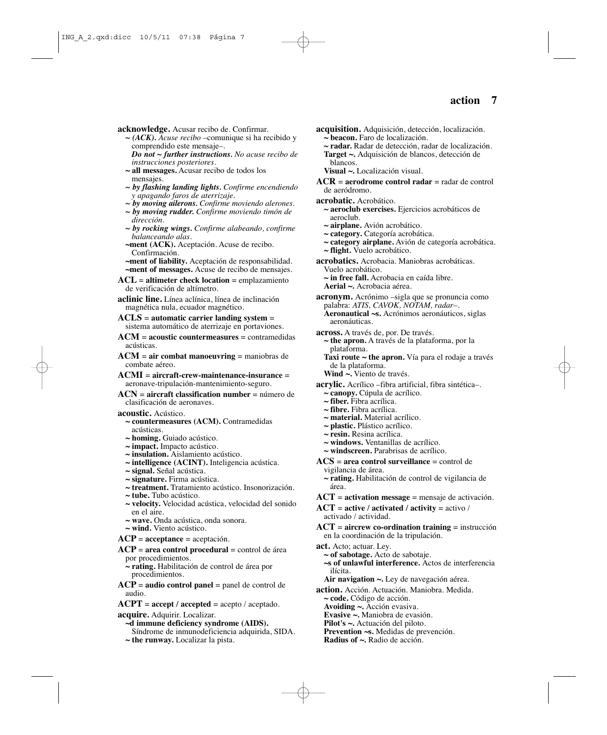**acknowledge.** Acusar recibo de. Confirmar.
- **~ *(ACK).*** *Acuse recibo* –comunique si ha recibido y comprendido este mensaje–.
  ***Do not ~ further instructions.*** *No acuse recibo de instrucciones posteriores.*
- **~ all messages.** Acusar recibo de todos los mensajes.
- ***~ by flashing landing lights.*** *Confirme encendiendo y apagando faros de aterrizaje.*
- ***~ by moving ailerons.*** *Confirme moviendo alerones.*
- ***~ by moving rudder.*** *Confirme moviendo timón de dirección.*
- ***~ by rocking wings.*** *Confirme alabeando, confirme balanceando alas.*
- **~ment (ACK).** Aceptación. Acuse de recibo. Confirmación.
- **~ment of liability.** Aceptación de responsabilidad.
- **~ment of messages.** Acuse de recibo de mensajes.

**ACL** = **altimeter check location** = emplazamiento de verificación de altímetro.

**aclinic line.** Línea aclínica, línea de inclinación magnética nula, ecuador magnético.

**ACLS** = **automatic carrier landing system** = sistema automático de aterrizaje en portaviones.

**ACM** = **acoustic countermeasures** = contramedidas acústicas.

**ACM** = **air combat manoeuvring** = maniobras de combate aéreo.

**ACMI** = **aircraft-crew-maintenance-insurance** = aeronave-tripulación-mantenimiento-seguro.

**ACN** = **aircraft classification number** = número de clasificación de aeronaves.

**acoustic.** Acústico.
- **~ countermeasures (ACM).** Contramedidas acústicas.
- **~ homing.** Guiado acústico.
- **~ impact.** Impacto acústico.
- **~ insulation.** Aislamiento acústico.
- **~ intelligence (ACINT).** Inteligencia acústica.
- **~ signal.** Señal acústica.
- **~ signature.** Firma acústica.
- **~ treatment.** Tratamiento acústico. Insonorización.
- **~ tube.** Tubo acústico.
- **~ velocity.** Velocidad acústica, velocidad del sonido en el aire.
- **~ wave.** Onda acústica, onda sonora.
- **~ wind.** Viento acústico.

**ACP** = **acceptance** = aceptación.

**ACP** = **area control procedural** = control de área por procedimientos.
- **~ rating.** Habilitación de control de área por procedimientos.

**ACP** = **audio control panel** = panel de control de audio.

**ACPT** = **accept / accepted** = acepto / aceptado.

**acquire.** Adquirir. Localizar.
- **~d immune deficiency syndrome (AIDS).** Síndrome de inmunodeficiencia adquirida, SIDA.
- **~ the runway.** Localizar la pista.

**acquisition.** Adquisición, detección, localización.
- **~ beacon.** Faro de localización.
- **~ radar.** Radar de detección, radar de localización.
- **Target ~.** Adquisición de blancos, detección de blancos.
- **Visual ~.** Localización visual.

**ACR** = **aerodrome control radar** = radar de control de aeródromo.

**acrobatic.** Acrobático.
- **~ aeroclub exercises.** Ejercicios acrobáticos de aeroclub.
- **~ airplane.** Avión acrobático.
- **~ category.** Categoría acrobática.
- **~ category airplane.** Avión de categoría acrobática.
- **~ flight.** Vuelo acrobático.

**acrobatics.** Acrobacia. Maniobras acrobáticas. Vuelo acrobático.
- **~ in free fall.** Acrobacia en caída libre.
- **Aerial ~.** Acrobacia aérea.

**acronym.** Acrónimo –sigla que se pronuncia como palabra: *ATIS, CAVOK, NOTAM, radar*–.
- **Aeronautical ~s.** Acrónimos aeronáuticos, siglas aeronáuticas.

**across.** A través de, por. De través.
- **~ the apron.** A través de la plataforma, por la plataforma.
- **Taxi route ~ the apron.** Vía para el rodaje a través de la plataforma.
- **Wind ~.** Viento de través.

**acrylic.** Acrílico –fibra artificial, fibra sintética–.
- **~ canopy.** Cúpula de acrílico.
- **~ fiber.** Fibra acrílica.
- **~ fibre.** Fibra acrílica.
- **~ material.** Material acrílico.
- **~ plastic.** Plástico acrílico.
- **~ resin.** Resina acrílica.
- **~ windows.** Ventanillas de acrílico.
- **~ windscreen.** Parabrisas de acrílico.

**ACS** = **area control surveillance** = control de vigilancia de área.
- **~ rating.** Habilitación de control de vigilancia de área.

**ACT** = **activation message** = mensaje de activación.

**ACT** = **active / activated / activity** = activo / activado / actividad.

**ACT** = **aircrew co-ordination training** = instrucción en la coordinación de la tripulación.

**act.** Acto; actuar. Ley.
- **~ of sabotage.** Acto de sabotaje.
- **~s of unlawful interference.** Actos de interferencia ilícita.
- **Air navigation ~.** Ley de navegación aérea.

**action.** Acción. Actuación. Maniobra. Medida.
- **~ code.** Código de acción.
- **Avoiding ~.** Acción evasiva.
- **Evasive ~.** Maniobra de evasión.
- **Pilot's ~.** Actuación del piloto.
- **Prevention ~s.** Medidas de prevención.
- **Radius of ~.** Radio de acción.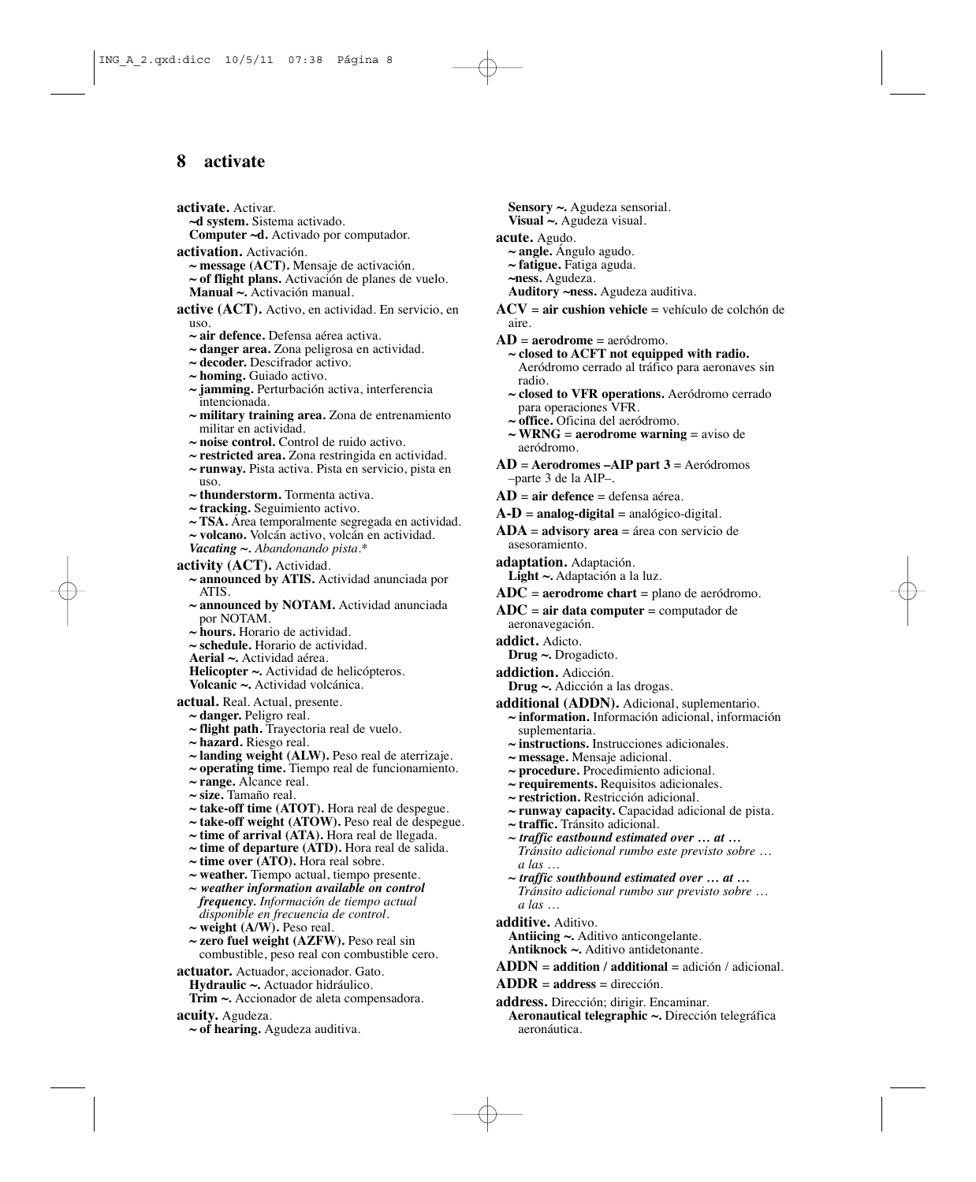**activate.** Activar.
**~d system.** Sistema activado.
**Computer ~d.** Activado por computador.

**activation.** Activación.
**~ message (ACT).** Mensaje de activación.
**~ of flight plans.** Activación de planes de vuelo.
**Manual ~.** Activación manual.

**active (ACT).** Activo, en actividad. En servicio, en uso.
**~ air defence.** Defensa aérea activa.
**~ danger area.** Zona peligrosa en actividad.
**~ decoder.** Descifrador activo.
**~ homing.** Guiado activo.
**~ jamming.** Perturbación activa, interferencia intencionada.
**~ military training area.** Zona de entrenamiento militar en actividad.
**~ noise control.** Control de ruido activo.
**~ restricted area.** Zona restringida en actividad.
**~ runway.** Pista activa. Pista en servicio, pista en uso.
**~ thunderstorm.** Tormenta activa.
**~ tracking.** Seguimiento activo.
**~ TSA.** Área temporalmente segregada en actividad.
**~ volcano.** Volcán activo, volcán en actividad.
***Vacating ~.*** *Abandonando pista.**

**activity (ACT).** Actividad.
**~ announced by ATIS.** Actividad anunciada por ATIS.
**~ announced by NOTAM.** Actividad anunciada por NOTAM.
**~ hours.** Horario de actividad.
**~ schedule.** Horario de actividad.
**Aerial ~.** Actividad aérea.
**Helicopter ~.** Actividad de helicópteros.
**Volcanic ~.** Actividad volcánica.

**actual.** Real. Actual, presente.
**~ danger.** Peligro real.
**~ flight path.** Trayectoria real de vuelo.
**~ hazard.** Riesgo real.
**~ landing weight (ALW).** Peso real de aterrizaje.
**~ operating time.** Tiempo real de funcionamiento.
**~ range.** Alcance real.
**~ size.** Tamaño real.
**~ take-off time (ATOT).** Hora real de despegue.
**~ take-off weight (ATOW).** Peso real de despegue.
**~ time of arrival (ATA).** Hora real de llegada.
**~ time of departure (ATD).** Hora real de salida.
**~ time over (ATO).** Hora real sobre.
**~ weather.** Tiempo actual, tiempo presente.
***~ weather information available on control frequency.*** *Información de tiempo actual disponible en frecuencia de control.*
**~ weight (A/W).** Peso real.
**~ zero fuel weight (AZFW).** Peso real sin combustible, peso real con combustible cero.

**actuator.** Actuador, accionador. Gato.
**Hydraulic ~.** Actuador hidráulico.
**Trim ~.** Accionador de aleta compensadora.

**acuity.** Agudeza.
**~ of hearing.** Agudeza auditiva.
**Sensory ~.** Agudeza sensorial.
**Visual ~.** Agudeza visual.

**acute.** Agudo.
**~ angle.** Ángulo agudo.
**~ fatigue.** Fatiga aguda.
**~ness.** Agudeza.
**Auditory ~ness.** Agudeza auditiva.

**ACV** = **air cushion vehicle** = vehículo de colchón de aire.

**AD** = **aerodrome** = aeródromo.
**~ closed to ACFT not equipped with radio.** Aeródromo cerrado al tráfico para aeronaves sin radio.
**~ closed to VFR operations.** Aeródromo cerrado para operaciones VFR.
**~ office.** Oficina del aeródromo.
**~ WRNG** = **aerodrome warning** = aviso de aeródromo.

**AD** = **Aerodromes –AIP part 3** = Aeródromos –parte 3 de la AIP–.

**AD** = **air defence** = defensa aérea.

**A-D** = **analog-digital** = analógico-digital.

**ADA** = **advisory area** = área con servicio de asesoramiento.

**adaptation.** Adaptación.
**Light ~.** Adaptación a la luz.

**ADC** = **aerodrome chart** = plano de aeródromo.

**ADC** = **air data computer** = computador de aeronavegación.

**addict.** Adicto.
**Drug ~.** Drogadicto.

**addiction.** Adicción.
**Drug ~.** Adicción a las drogas.

**additional (ADDN).** Adicional, suplementario.
**~ information.** Información adicional, información suplementaria.
**~ instructions.** Instrucciones adicionales.
**~ message.** Mensaje adicional.
**~ procedure.** Procedimiento adicional.
**~ requirements.** Requisitos adicionales.
**~ restriction.** Restricción adicional.
**~ runway capacity.** Capacidad adicional de pista.
**~ traffic.** Tránsito adicional.
***~ traffic eastbound estimated over … at …*** *Tránsito adicional rumbo este previsto sobre … a las …*
***~ traffic southbound estimated over … at …*** *Tránsito adicional rumbo sur previsto sobre … a las …*

**additive.** Aditivo.
**Antiicing ~.** Aditivo anticongelante.
**Antiknock ~.** Aditivo antidetonante.

**ADDN** = **addition / additional** = adición / adicional.

**ADDR** = **address** = dirección.

**address.** Dirección; dirigir. Encaminar.
**Aeronautical telegraphic ~.** Dirección telegráfica aeronáutica.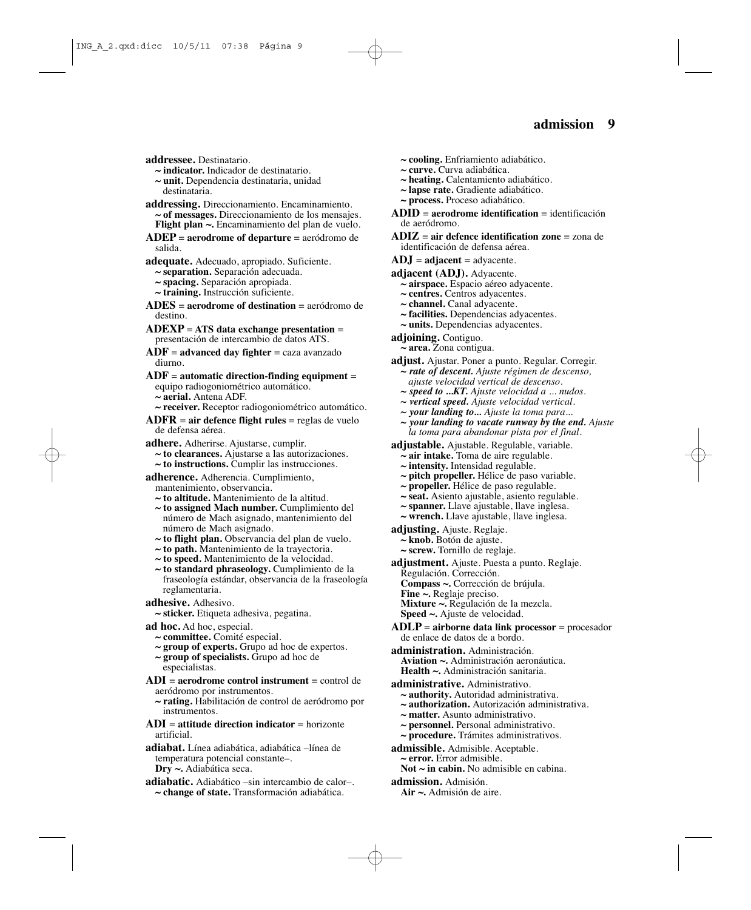**addressee.** Destinatario.
**~ indicator.** Indicador de destinatario.
**~ unit.** Dependencia destinataria, unidad destinataria.

**addressing.** Direccionamiento. Encaminamiento.
**~ of messages.** Direccionamiento de los mensajes.
**Flight plan ~.** Encaminamiento del plan de vuelo.

**ADEP** = **aerodrome of departure** = aeródromo de salida.

**adequate.** Adecuado, apropiado. Suficiente.
**~ separation.** Separación adecuada.
**~ spacing.** Separación apropiada.
**~ training.** Instrucción suficiente.

**ADES** = **aerodrome of destination** = aeródromo de destino.

**ADEXP** = **ATS data exchange presentation** = presentación de intercambio de datos ATS.

**ADF** = **advanced day fighter** = caza avanzado diurno.

**ADF** = **automatic direction-finding equipment** = equipo radiogoniométrico automático.
**~ aerial.** Antena ADF.
**~ receiver.** Receptor radiogoniométrico automático.

**ADFR** = **air defence flight rules** = reglas de vuelo de defensa aérea.

**adhere.** Adherirse. Ajustarse, cumplir.
**~ to clearances.** Ajustarse a las autorizaciones.
**~ to instructions.** Cumplir las instrucciones.

**adherence.** Adherencia. Cumplimiento, mantenimiento, observancia.
**~ to altitude.** Mantenimiento de la altitud.
**~ to assigned Mach number.** Cumplimiento del número de Mach asignado, mantenimiento del número de Mach asignado.
**~ to flight plan.** Observancia del plan de vuelo.
**~ to path.** Mantenimiento de la trayectoria.
**~ to speed.** Mantenimiento de la velocidad.
**~ to standard phraseology.** Cumplimiento de la fraseología estándar, observancia de la fraseología reglamentaria.

**adhesive.** Adhesivo.
**~ sticker.** Etiqueta adhesiva, pegatina.

**ad hoc.** Ad hoc, especial.
**~ committee.** Comité especial.
**~ group of experts.** Grupo ad hoc de expertos.
**~ group of specialists.** Grupo ad hoc de especialistas.

**ADI** = **aerodrome control instrument** = control de aeródromo por instrumentos.
**~ rating.** Habilitación de control de aeródromo por instrumentos.

**ADI** = **attitude direction indicator** = horizonte artificial.

**adiabat.** Línea adiabática, adiabática –línea de temperatura potencial constante–.
**Dry ~.** Adiabática seca.

**adiabatic.** Adiabático –sin intercambio de calor–.
**~ change of state.** Transformación adiabática.
**~ cooling.** Enfriamiento adiabático.
**~ curve.** Curva adiabática.
**~ heating.** Calentamiento adiabático.
**~ lapse rate.** Gradiente adiabático.
**~ process.** Proceso adiabático.

**ADID** = **aerodrome identification** = identificación de aeródromo.

**ADIZ** = **air defence identification zone** = zona de identificación de defensa aérea.

**ADJ** = **adjacent** = adyacente.

**adjacent (ADJ).** Adyacente.
**~ airspace.** Espacio aéreo adyacente.
**~ centres.** Centros adyacentes.
**~ channel.** Canal adyacente.
**~ facilities.** Dependencias adyacentes.
**~ units.** Dependencias adyacentes.

**adjoining.** Contiguo.
**~ area.** Zona contigua.

**adjust.** Ajustar. Poner a punto. Regular. Corregir.
***~ rate of descent.*** *Ajuste régimen de descenso, ajuste velocidad vertical de descenso.*
***~ speed to ...KT.*** *Ajuste velocidad a ... nudos.*
***~ vertical speed.*** *Ajuste velocidad vertical.*
***~ your landing to...*** *Ajuste la toma para...*
***~ your landing to vacate runway by the end.*** *Ajuste la toma para abandonar pista por el final.*

**adjustable.** Ajustable. Regulable, variable.
**~ air intake.** Toma de aire regulable.
**~ intensity.** Intensidad regulable.
**~ pitch propeller.** Hélice de paso variable.
**~ propeller.** Hélice de paso regulable.
**~ seat.** Asiento ajustable, asiento regulable.
**~ spanner.** Llave ajustable, llave inglesa.
**~ wrench.** Llave ajustable, llave inglesa.

**adjusting.** Ajuste. Reglaje.
**~ knob.** Botón de ajuste.
**~ screw.** Tornillo de reglaje.

**adjustment.** Ajuste. Puesta a punto. Reglaje. Regulación. Corrección.
**Compass ~.** Corrección de brújula.
**Fine ~.** Reglaje preciso.
**Mixture ~.** Regulación de la mezcla.
**Speed ~.** Ajuste de velocidad.

**ADLP** = **airborne data link processor** = procesador de enlace de datos de a bordo.

**administration.** Administración.
**Aviation ~.** Administración aeronáutica.
**Health ~.** Administración sanitaria.

**administrative.** Administrativo.
**~ authority.** Autoridad administrativa.
**~ authorization.** Autorización administrativa.
**~ matter.** Asunto administrativo.
**~ personnel.** Personal administrativo.
**~ procedure.** Trámites administrativos.

**admissible.** Admisible. Aceptable.
**~ error.** Error admisible.
**Not ~ in cabin.** No admisible en cabina.

**admission.** Admisión.
**Air ~.** Admisión de aire.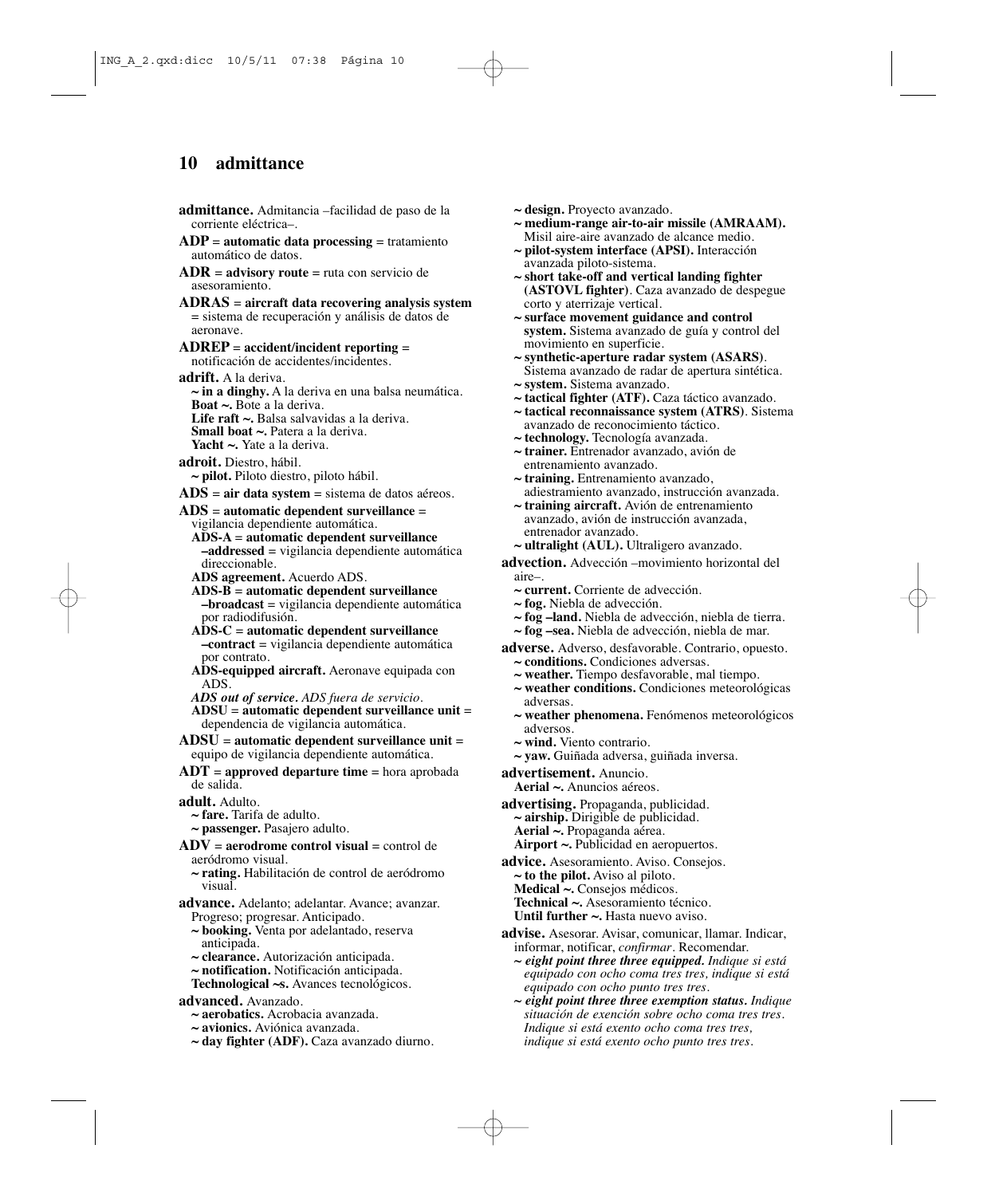**admittance.** Admitancia –facilidad de paso de la corriente eléctrica–.

**ADP** = **automatic data processing** = tratamiento automático de datos.

**ADR** = **advisory route** = ruta con servicio de asesoramiento.

**ADRAS** = **aircraft data recovering analysis system** = sistema de recuperación y análisis de datos de aeronave.

**ADREP** = **accident/incident reporting** = notificación de accidentes/incidentes.

**adrift.** A la deriva.
- **~ in a dinghy.** A la deriva en una balsa neumática.
- **Boat ~.** Bote a la deriva.
- **Life raft ~.** Balsa salvavidas a la deriva.
- **Small boat ~.** Patera a la deriva.
- **Yacht ~.** Yate a la deriva.

**adroit.** Diestro, hábil.
- **~ pilot.** Piloto diestro, piloto hábil.

**ADS** = **air data system** = sistema de datos aéreos.

**ADS** = **automatic dependent surveillance** = vigilancia dependiente automática.
- **ADS-A** = **automatic dependent surveillance –addressed** = vigilancia dependiente automática direccionable.
- **ADS agreement.** Acuerdo ADS.
- **ADS-B** = **automatic dependent surveillance –broadcast** = vigilancia dependiente automática por radiodifusión.
- **ADS-C** = **automatic dependent surveillance –contract** = vigilancia dependiente automática por contrato.
- **ADS-equipped aircraft.** Aeronave equipada con ADS.
- ***ADS out of service.** ADS fuera de servicio.*
- **ADSU** = **automatic dependent surveillance unit** = dependencia de vigilancia automática.

**ADSU** = **automatic dependent surveillance unit** = equipo de vigilancia dependiente automática.

**ADT** = **approved departure time** = hora aprobada de salida.

**adult.** Adulto.
- **~ fare.** Tarifa de adulto.
- **~ passenger.** Pasajero adulto.

**ADV** = **aerodrome control visual** = control de aeródromo visual.
- **~ rating.** Habilitación de control de aeródromo visual.

**advance.** Adelanto; adelantar. Avance; avanzar. Progreso; progresar. Anticipado.
- **~ booking.** Venta por adelantado, reserva anticipada.
- **~ clearance.** Autorización anticipada.
- **~ notification.** Notificación anticipada.
- **Technological ~s.** Avances tecnológicos.

**advanced.** Avanzado.
- **~ aerobatics.** Acrobacia avanzada.
- **~ avionics.** Aviónica avanzada.
- **~ day fighter (ADF).** Caza avanzado diurno.
- **~ design.** Proyecto avanzado.
- **~ medium-range air-to-air missile (AMRAAM).** Misil aire-aire avanzado de alcance medio.
- **~ pilot-system interface (APSI).** Interacción avanzada piloto-sistema.
- **~ short take-off and vertical landing fighter (ASTOVL fighter)**. Caza avanzado de despegue corto y aterrizaje vertical.
- **~ surface movement guidance and control system.** Sistema avanzado de guía y control del movimiento en superficie.
- **~ synthetic-aperture radar system (ASARS)**. Sistema avanzado de radar de apertura sintética.
- **~ system.** Sistema avanzado.
- **~ tactical fighter (ATF).** Caza táctico avanzado.
- **~ tactical reconnaissance system (ATRS)**. Sistema avanzado de reconocimiento táctico.
- **~ technology.** Tecnología avanzada.
- **~ trainer.** Entrenador avanzado, avión de entrenamiento avanzado.
- **~ training.** Entrenamiento avanzado, adiestramiento avanzado, instrucción avanzada.
- **~ training aircraft.** Avión de entrenamiento avanzado, avión de instrucción avanzada, entrenador avanzado.
- **~ ultralight (AUL).** Ultraligero avanzado.

**advection.** Advección –movimiento horizontal del aire–.
- **~ current.** Corriente de advección.
- **~ fog.** Niebla de advección.
- **~ fog –land.** Niebla de advección, niebla de tierra.
- **~ fog –sea.** Niebla de advección, niebla de mar.

**adverse.** Adverso, desfavorable. Contrario, opuesto.
- **~ conditions.** Condiciones adversas.
- **~ weather.** Tiempo desfavorable, mal tiempo.
- **~ weather conditions.** Condiciones meteorológicas adversas.
- **~ weather phenomena.** Fenómenos meteorológicos adversos.
- **~ wind.** Viento contrario.
- **~ yaw.** Guiñada adversa, guiñada inversa.

**advertisement.** Anuncio.
- **Aerial ~.** Anuncios aéreos.

**advertising.** Propaganda, publicidad.
- **~ airship.** Dirigible de publicidad.
- **Aerial ~.** Propaganda aérea.
- **Airport ~.** Publicidad en aeropuertos.

**advice.** Asesoramiento. Aviso. Consejos.
- **~ to the pilot.** Aviso al piloto.
- **Medical ~.** Consejos médicos.
- **Technical ~.** Asesoramiento técnico.
- **Until further ~.** Hasta nuevo aviso.

**advise.** Asesorar. Avisar, comunicar, llamar. Indicar, informar, notificar, *confirmar*. Recomendar.
- ***~ eight point three three equipped.** Indique si está equipado con ocho coma tres tres, indique si está equipado con ocho punto tres tres.*
- ***~ eight point three three exemption status.** Indique situación de exención sobre ocho coma tres tres. Indique si está exento ocho coma tres tres, indique si está exento ocho punto tres tres.*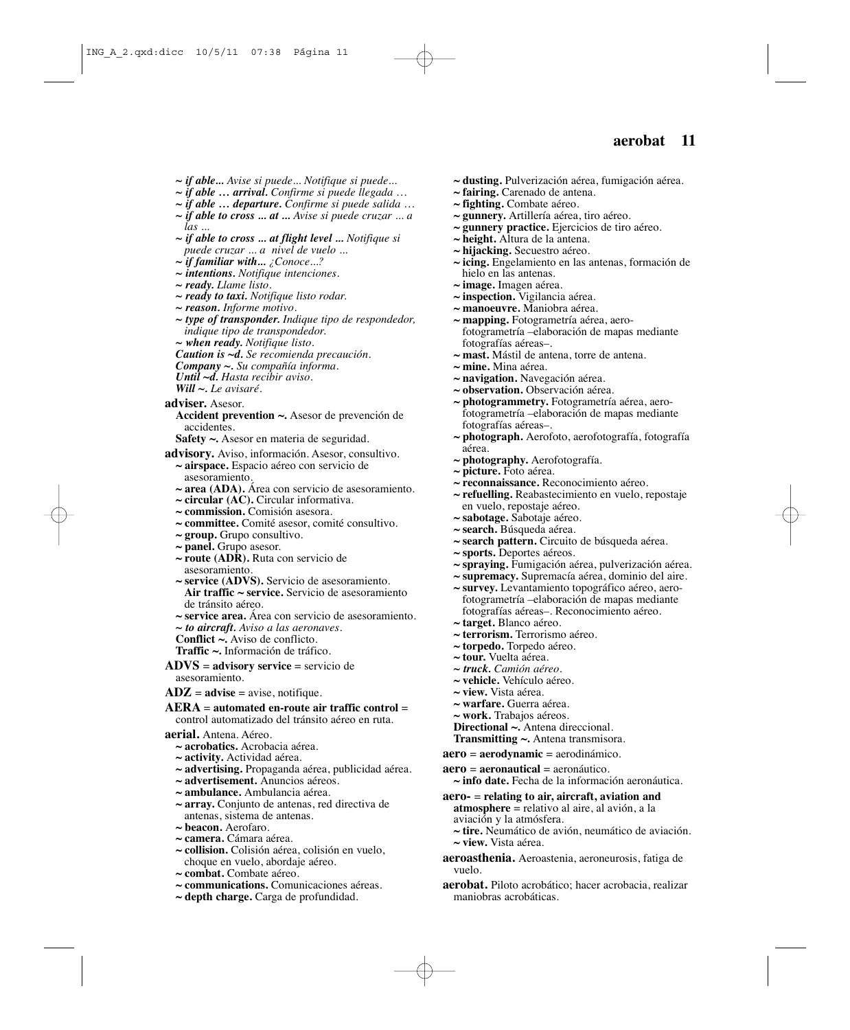*~ if able...* *Avise si puede... Notifique si puede...*
*~ if able … arrival.* *Confirme si puede llegada …*
*~ if able … departure.* *Confirme si puede salida …*
*~ if able to cross ... at ...* *Avise si puede cruzar ... a las ...*
*~ if able to cross ... at flight level ...* *Notifique si puede cruzar ... a nivel de vuelo ...*
*~ if familiar with...* *¿Conoce...?*
*~ intentions.* *Notifique intenciones.*
*~ ready.* *Llame listo.*
*~ ready to taxi.* *Notifique listo rodar.*
*~ reason.* *Informe motivo.*
*~ type of transponder.* *Indique tipo de respondedor, indique tipo de transpondedor.*
*~ when ready.* *Notifique listo.*
*Caution is ~d.* *Se recomienda precaución.*
*Company ~.* *Su compañía informa.*
*Until ~d.* *Hasta recibir aviso.*
*Will ~.* *Le avisaré.*

**adviser.** Asesor.
**Accident prevention ~.** Asesor de prevención de accidentes.
**Safety ~.** Asesor en materia de seguridad.

**advisory.** Aviso, información. Asesor, consultivo.
**~ airspace.** Espacio aéreo con servicio de asesoramiento.
**~ area (ADA).** Área con servicio de asesoramiento.
**~ circular (AC).** Circular informativa.
**~ commission.** Comisión asesora.
**~ committee.** Comité asesor, comité consultivo.
**~ group.** Grupo consultivo.
**~ panel.** Grupo asesor.
**~ route (ADR).** Ruta con servicio de asesoramiento.
**~ service (ADVS).** Servicio de asesoramiento.
**Air traffic ~ service.** Servicio de asesoramiento de tránsito aéreo.
**~ service area.** Área con servicio de asesoramiento.
*~ to aircraft.* *Aviso a las aeronaves.*
**Conflict ~.** Aviso de conflicto.
**Traffic ~.** Información de tráfico.

**ADVS** = **advisory service** = servicio de asesoramiento.

**ADZ** = **advise** = avise, notifique.

**AERA** = **automated en-route air traffic control** = control automatizado del tránsito aéreo en ruta.

**aerial.** Antena. Aéreo.
**~ acrobatics.** Acrobacia aérea.
**~ activity.** Actividad aérea.
**~ advertising.** Propaganda aérea, publicidad aérea.
**~ advertisement.** Anuncios aéreos.
**~ ambulance.** Ambulancia aérea.
**~ array.** Conjunto de antenas, red directiva de antenas, sistema de antenas.
**~ beacon.** Aerofaro.
**~ camera.** Cámara aérea.
**~ collision.** Colisión aérea, colisión en vuelo, choque en vuelo, abordaje aéreo.
**~ combat.** Combate aéreo.
**~ communications.** Comunicaciones aéreas.
**~ depth charge.** Carga de profundidad.
**~ dusting.** Pulverización aérea, fumigación aérea.
**~ fairing.** Carenado de antena.
**~ fighting.** Combate aéreo.
**~ gunnery.** Artillería aérea, tiro aéreo.
**~ gunnery practice.** Ejercicios de tiro aéreo.
**~ height.** Altura de la antena.
**~ hijacking.** Secuestro aéreo.
**~ icing.** Engelamiento en las antenas, formación de hielo en las antenas.
**~ image.** Imagen aérea.
**~ inspection.** Vigilancia aérea.
**~ manoeuvre.** Maniobra aérea.
**~ mapping.** Fotogrametría aérea, aerofotogrametría –elaboración de mapas mediante fotografías aéreas–.
**~ mast.** Mástil de antena, torre de antena.
**~ mine.** Mina aérea.
**~ navigation.** Navegación aérea.
**~ observation.** Observación aérea.
**~ photogrammetry.** Fotogrametría aérea, aerofotogrametría –elaboración de mapas mediante fotografías aéreas–.
**~ photograph.** Aerofoto, aerofotografía, fotografía aérea.
**~ photography.** Aerofotografía.
**~ picture.** Foto aérea.
**~ reconnaissance.** Reconocimiento aéreo.
**~ refuelling.** Reabastecimiento en vuelo, repostaje en vuelo, repostaje aéreo.
**~ sabotage.** Sabotaje aéreo.
**~ search.** Búsqueda aérea.
**~ search pattern.** Circuito de búsqueda aérea.
**~ sports.** Deportes aéreos.
**~ spraying.** Fumigación aérea, pulverización aérea.
**~ supremacy.** Supremacía aérea, dominio del aire.
**~ survey.** Levantamiento topográfico aéreo, aerofotogrametría –elaboración de mapas mediante fotografías aéreas–. Reconocimiento aéreo.
**~ target.** Blanco aéreo.
**~ terrorism.** Terrorismo aéreo.
**~ torpedo.** Torpedo aéreo.
**~ tour.** Vuelta aérea.
*~ truck.* *Camión aéreo.*
**~ vehicle.** Vehículo aéreo.
**~ view.** Vista aérea.
**~ warfare.** Guerra aérea.
**~ work.** Trabajos aéreos.
**Directional ~.** Antena direccional.
**Transmitting ~.** Antena transmisora.

**aero** = **aerodynamic** = aerodinámico.

**aero** = **aeronautical** = aeronáutico.
**~ info date.** Fecha de la información aeronáutica.

**aero-** = **relating to air, aircraft, aviation and atmosphere** = relativo al aire, al avión, a la aviación y la atmósfera.
**~ tire.** Neumático de avión, neumático de aviación.
**~ view.** Vista aérea.

**aeroasthenia.** Aeroastenia, aeroneurosis, fatiga de vuelo.

**aerobat.** Piloto acrobático; hacer acrobacia, realizar maniobras acrobáticas.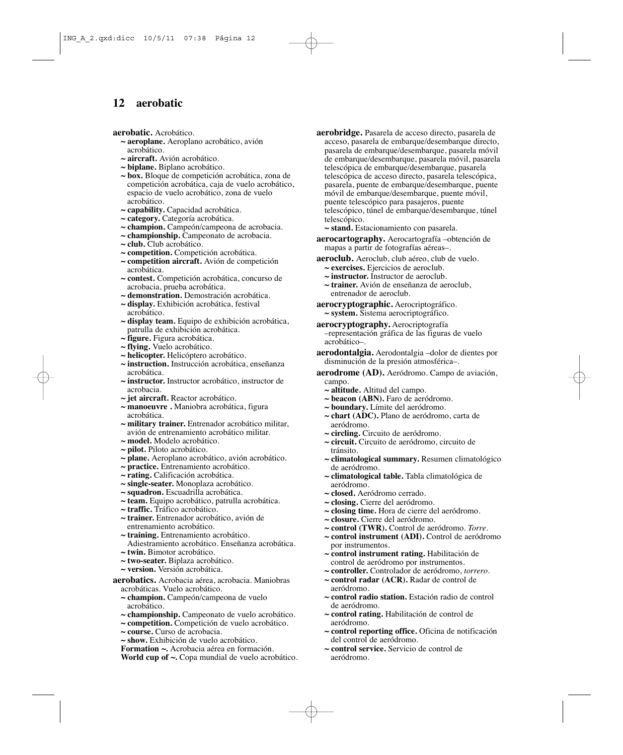**aerobatic.** Acrobático.
- **~ aeroplane.** Aeroplano acrobático, avión acrobático.
- **~ aircraft.** Avión acrobático.
- **~ biplane.** Biplano acrobático.
- **~ box.** Bloque de competición acrobática, zona de competición acrobática, caja de vuelo acrobático, espacio de vuelo acrobático, zona de vuelo acrobático.
- **~ capability.** Capacidad acrobática.
- **~ category.** Categoría acrobática.
- **~ champion.** Campeón/campeona de acrobacia.
- **~ championship.** Campeonato de acrobacia.
- **~ club.** Club acrobático.
- **~ competition.** Competición acrobática.
- **~ competition aircraft.** Avión de competición acrobática.
- **~ contest.** Competición acrobática, concurso de acrobacia, prueba acrobática.
- **~ demonstration.** Demostración acrobática.
- **~ display.** Exhibición acrobática, festival acrobático.
- **~ display team.** Equipo de exhibición acrobática, patrulla de exhibición acrobática.
- **~ figure.** Figura acrobática.
- **~ flying.** Vuelo acrobático.
- **~ helicopter.** Helicóptero acrobático.
- **~ instruction.** Instrucción acrobática, enseñanza acrobática.
- **~ instructor.** Instructor acrobático, instructor de acrobacia.
- **~ jet aircraft.** Reactor acrobático.
- **~ manoeuvre .** Maniobra acrobática, figura acrobática.
- **~ military trainer.** Entrenador acrobático militar, avión de entrenamiento acrobático militar.
- **~ model.** Modelo acrobático.
- **~ pilot.** Piloto acrobático.
- **~ plane.** Aeroplano acrobático, avión acrobático.
- **~ practice.** Entrenamiento acrobático.
- **~ rating.** Calificación acrobática.
- **~ single-seater.** Monoplaza acrobático.
- **~ squadron.** Escuadrilla acrobática.
- **~ team.** Equipo acrobático, patrulla acrobática.
- **~ traffic.** Tráfico acrobático.
- **~ trainer.** Entrenador acrobático, avión de entrenamiento acrobático.
- **~ training.** Entrenamiento acrobático. Adiestramiento acrobático. Enseñanza acrobática.
- **~ twin.** Bimotor acrobático.
- **~ two-seater.** Biplaza acrobático.
- **~ version.** Versión acrobática.

**aerobatics.** Acrobacia aérea, acrobacia. Maniobras acrobáticas. Vuelo acrobático.
- **~ champion.** Campeón/campeona de vuelo acrobático.
- **~ championship.** Campeonato de vuelo acrobático.
- **~ competition.** Competición de vuelo acrobático.
- **~ course.** Curso de acrobacia.
- **~ show.** Exhibición de vuelo acrobático.
- **Formation ~.** Acrobacia aérea en formación.
- **World cup of ~.** Copa mundial de vuelo acrobático.

**aerobridge.** Pasarela de acceso directo, pasarela de acceso, pasarela de embarque/desembarque directo, pasarela de embarque/desembarque, pasarela móvil de embarque/desembarque, pasarela móvil, pasarela telescópica de embarque/desembarque, pasarela telescópica de acceso directo, pasarela telescópica, pasarela, puente de embarque/desembarque, puente móvil de embarque/desembarque, puente móvil, puente telescópico para pasajeros, puente telescópico, túnel de embarque/desembarque, túnel telescópico.
- **~ stand.** Estacionamiento con pasarela.

**aerocartography.** Aerocartografía –obtención de mapas a partir de fotografías aéreas–.

**aeroclub.** Aeroclub, club aéreo, club de vuelo.
- **~ exercises.** Ejercicios de aeroclub.
- **~ instructor.** Instructor de aeroclub.
- **~ trainer.** Avión de enseñanza de aeroclub, entrenador de aeroclub.

**aerocryptographic.** Aerocriptográfico.
- **~ system.** Sistema aerocriptográfico.

**aerocryptography.** Aerocriptografía –representación gráfica de las figuras de vuelo acrobático–.

**aerodontalgia.** Aerodontalgia –dolor de dientes por disminución de la presión atmosférica–.

**aerodrome (AD).** Aeródromo. Campo de aviación, campo.
- **~ altitude.** Altitud del campo.
- **~ beacon (ABN).** Faro de aeródromo.
- **~ boundary.** Límite del aeródromo.
- **~ chart (ADC).** Plano de aeródromo, carta de aeródromo.
- **~ circling.** Circuito de aeródromo.
- **~ circuit.** Circuito de aeródromo, circuito de tránsito.
- **~ climatological summary.** Resumen climatológico de aeródromo.
- **~ climatological table.** Tabla climatológica de aeródromo.
- **~ closed.** Aeródromo cerrado.
- **~ closing.** Cierre del aeródromo.
- **~ closing time.** Hora de cierre del aeródromo.
- **~ closure.** Cierre del aeródromo.
- **~ control (TWR).** Control de aeródromo. *Torre*.
- **~ control instrument (ADI).** Control de aeródromo por instrumentos.
- **~ control instrument rating.** Habilitación de control de aeródromo por instrumentos.
- **~ controller.** Controlador de aeródromo, *torrero*.
- **~ control radar (ACR).** Radar de control de aeródromo.
- **~ control radio station.** Estación radio de control de aeródromo.
- **~ control rating.** Habilitación de control de aeródromo.
- **~ control reporting office.** Oficina de notificación del control de aeródromo.
- **~ control service.** Servicio de control de aeródromo.